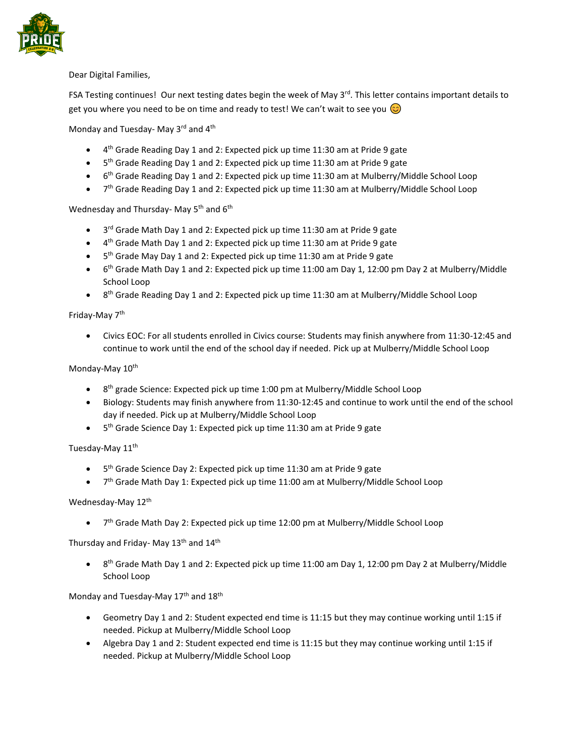Dear Digital Families,

FSA Testing continues! Our next testing dates begin the week of May 3rd. This letter contains important details to get you where you need to be on time and ready to test! We can't wait to see you 😊

Monday and Tuesday- May 3rd and 4th

- 4th Grade Reading Day 1 and 2: Expected pick up time 11:30 am at Pride 9 gate
- 5th Grade Reading Day 1 and 2: Expected pick up time 11:30 am at Pride 9 gate
- 6th Grade Reading Day 1 and 2: Expected pick up time 11:30 am at Mulberry/Middle School Loop
- 7th Grade Reading Day 1 and 2: Expected pick up time 11:30 am at Mulberry/Middle School Loop

Wednesday and Thursday- May 5th and 6th

- 3rd Grade Math Day 1 and 2: Expected pick up time 11:30 am at Pride 9 gate
- 4th Grade Math Day 1 and 2: Expected pick up time 11:30 am at Pride 9 gate
- 5th Grade May Day 1 and 2: Expected pick up time 11:30 am at Pride 9 gate
- 6th Grade Math Day 1 and 2: Expected pick up time 11:00 am Day 1, 12:00 pm Day 2 at Mulberry/Middle School Loop
- 8th Grade Reading Day 1 and 2: Expected pick up time 11:30 am at Mulberry/Middle School Loop

Friday-May 7th

- Civics EOC: For all students enrolled in Civics course: Students may finish anywhere from 11:30-12:45 and continue to work until the end of the school day if needed. Pick up at Mulberry/Middle School Loop

Monday-May 10th

- 8th grade Science: Expected pick up time 1:00 pm at Mulberry/Middle School Loop
- Biology: Students may finish anywhere from 11:30-12:45 and continue to work until the end of the school day if needed. Pick up at Mulberry/Middle School Loop
- 5th Grade Science Day 1: Expected pick up time 11:30 am at Pride 9 gate

Tuesday-May 11th

- 5th Grade Science Day 2: Expected pick up time 11:30 am at Pride 9 gate
- 7th Grade Math Day 1: Expected pick up time 11:00 am at Mulberry/Middle School Loop

Wednesday-May 12th

- 7th Grade Math Day 2: Expected pick up time 12:00 pm at Mulberry/Middle School Loop

Thursday and Friday- May 13th and 14th

- 8th Grade Math Day 1 and 2: Expected pick up time 11:00 am Day 1, 12:00 pm Day 2 at Mulberry/Middle School Loop

Monday and Tuesday-May 17th and 18th

- Geometry Day 1 and 2: Student expected end time is 11:15 but they may continue working until 1:15 if needed. Pickup at Mulberry/Middle School Loop
- Algebra Day 1 and 2: Student expected end time is 11:15 but they may continue working until 1:15 if needed. Pickup at Mulberry/Middle School Loop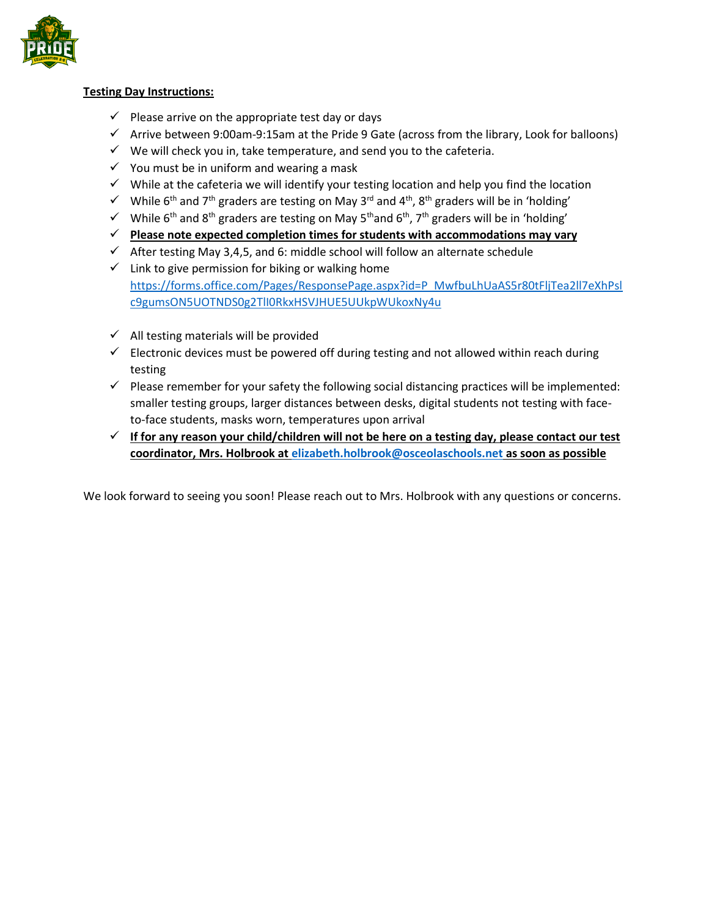**Testing Day Instructions:**

- ✓ Please arrive on the appropriate test day or days
- ✓ Arrive between 9:00am-9:15am at the Pride 9 Gate (across from the library, Look for balloons)
- ✓ We will check you in, take temperature, and send you to the cafeteria.
- ✓ You must be in uniform and wearing a mask
- ✓ While at the cafeteria we will identify your testing location and help you find the location
- ✓ While 6th and 7th graders are testing on May 3rd and 4th, 8th graders will be in 'holding'
- ✓ While 6th and 8th graders are testing on May 5th and 6th, 7th graders will be in 'holding'
- ✓ **Please note expected completion times for students with accommodations may vary**
- ✓ After testing May 3,4,5, and 6: middle school will follow an alternate schedule
- ✓ Link to give permission for biking or walking home https://forms.office.com/Pages/ResponsePage.aspx?id=P_MwfbuLhUaAS5r80tFljTea2ll7eXhPslc9gumsON5UOTNDS0g2TlI0RkxHSVJHUE5UUkpWUkoxNy4u
- ✓ All testing materials will be provided
- ✓ Electronic devices must be powered off during testing and not allowed within reach during testing
- ✓ Please remember for your safety the following social distancing practices will be implemented: smaller testing groups, larger distances between desks, digital students not testing with face-to-face students, masks worn, temperatures upon arrival
- ✓ **If for any reason your child/children will not be here on a testing day, please contact our test coordinator, Mrs. Holbrook at elizabeth.holbrook@osceolaschools.net as soon as possible**

We look forward to seeing you soon! Please reach out to Mrs. Holbrook with any questions or concerns.